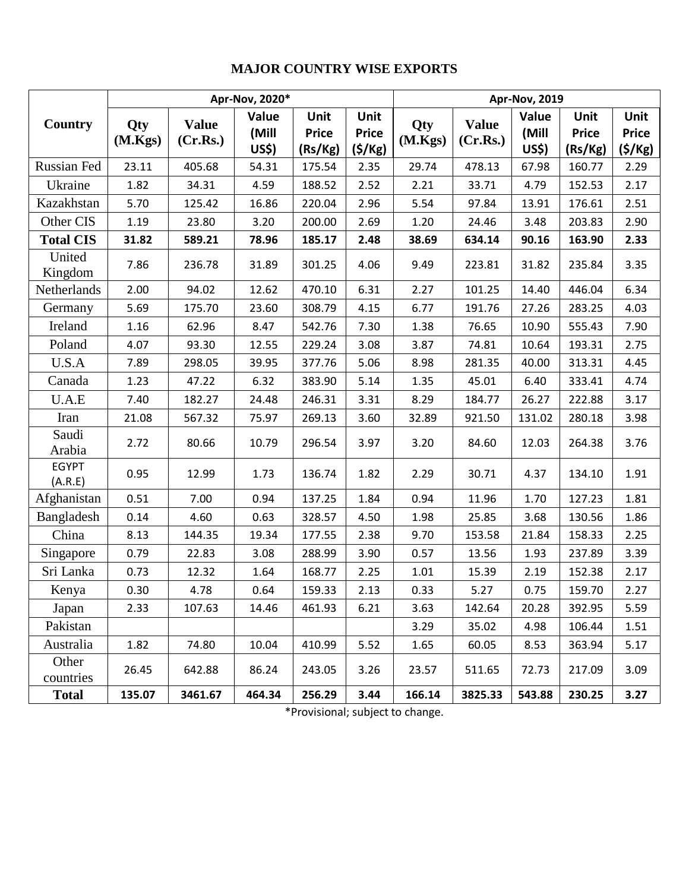# MAJOR COUNTRY WISE EXPORTS

| Country | Apr-Nov, 2020* | | | | | Apr-Nov, 2019 | | | | |
|---|---|---|---|---|---|---|---|---|---|---|
| | Qty (M.Kgs) | Value (Cr.Rs.) | Value (Mill US$) | Unit Price (Rs/Kg) | Unit Price ($/Kg) | Qty (M.Kgs) | Value (Cr.Rs.) | Value (Mill US$) | Unit Price (Rs/Kg) | Unit Price ($/Kg) |
| Russian Fed | 23.11 | 405.68 | 54.31 | 175.54 | 2.35 | 29.74 | 478.13 | 67.98 | 160.77 | 2.29 |
| Ukraine | 1.82 | 34.31 | 4.59 | 188.52 | 2.52 | 2.21 | 33.71 | 4.79 | 152.53 | 2.17 |
| Kazakhstan | 5.70 | 125.42 | 16.86 | 220.04 | 2.96 | 5.54 | 97.84 | 13.91 | 176.61 | 2.51 |
| Other CIS | 1.19 | 23.80 | 3.20 | 200.00 | 2.69 | 1.20 | 24.46 | 3.48 | 203.83 | 2.90 |
| **Total CIS** | **31.82** | **589.21** | **78.96** | **185.17** | **2.48** | **38.69** | **634.14** | **90.16** | **163.90** | **2.33** |
| United Kingdom | 7.86 | 236.78 | 31.89 | 301.25 | 4.06 | 9.49 | 223.81 | 31.82 | 235.84 | 3.35 |
| Netherlands | 2.00 | 94.02 | 12.62 | 470.10 | 6.31 | 2.27 | 101.25 | 14.40 | 446.04 | 6.34 |
| Germany | 5.69 | 175.70 | 23.60 | 308.79 | 4.15 | 6.77 | 191.76 | 27.26 | 283.25 | 4.03 |
| Ireland | 1.16 | 62.96 | 8.47 | 542.76 | 7.30 | 1.38 | 76.65 | 10.90 | 555.43 | 7.90 |
| Poland | 4.07 | 93.30 | 12.55 | 229.24 | 3.08 | 3.87 | 74.81 | 10.64 | 193.31 | 2.75 |
| U.S.A | 7.89 | 298.05 | 39.95 | 377.76 | 5.06 | 8.98 | 281.35 | 40.00 | 313.31 | 4.45 |
| Canada | 1.23 | 47.22 | 6.32 | 383.90 | 5.14 | 1.35 | 45.01 | 6.40 | 333.41 | 4.74 |
| U.A.E | 7.40 | 182.27 | 24.48 | 246.31 | 3.31 | 8.29 | 184.77 | 26.27 | 222.88 | 3.17 |
| Iran | 21.08 | 567.32 | 75.97 | 269.13 | 3.60 | 32.89 | 921.50 | 131.02 | 280.18 | 3.98 |
| Saudi Arabia | 2.72 | 80.66 | 10.79 | 296.54 | 3.97 | 3.20 | 84.60 | 12.03 | 264.38 | 3.76 |
| EGYPT (A.R.E) | 0.95 | 12.99 | 1.73 | 136.74 | 1.82 | 2.29 | 30.71 | 4.37 | 134.10 | 1.91 |
| Afghanistan | 0.51 | 7.00 | 0.94 | 137.25 | 1.84 | 0.94 | 11.96 | 1.70 | 127.23 | 1.81 |
| Bangladesh | 0.14 | 4.60 | 0.63 | 328.57 | 4.50 | 1.98 | 25.85 | 3.68 | 130.56 | 1.86 |
| China | 8.13 | 144.35 | 19.34 | 177.55 | 2.38 | 9.70 | 153.58 | 21.84 | 158.33 | 2.25 |
| Singapore | 0.79 | 22.83 | 3.08 | 288.99 | 3.90 | 0.57 | 13.56 | 1.93 | 237.89 | 3.39 |
| Sri Lanka | 0.73 | 12.32 | 1.64 | 168.77 | 2.25 | 1.01 | 15.39 | 2.19 | 152.38 | 2.17 |
| Kenya | 0.30 | 4.78 | 0.64 | 159.33 | 2.13 | 0.33 | 5.27 | 0.75 | 159.70 | 2.27 |
| Japan | 2.33 | 107.63 | 14.46 | 461.93 | 6.21 | 3.63 | 142.64 | 20.28 | 392.95 | 5.59 |
| Pakistan | | | | | | 3.29 | 35.02 | 4.98 | 106.44 | 1.51 |
| Australia | 1.82 | 74.80 | 10.04 | 410.99 | 5.52 | 1.65 | 60.05 | 8.53 | 363.94 | 5.17 |
| Other countries | 26.45 | 642.88 | 86.24 | 243.05 | 3.26 | 23.57 | 511.65 | 72.73 | 217.09 | 3.09 |
| **Total** | **135.07** | **3461.67** | **464.34** | **256.29** | **3.44** | **166.14** | **3825.33** | **543.88** | **230.25** | **3.27** |

*Provisional; subject to change.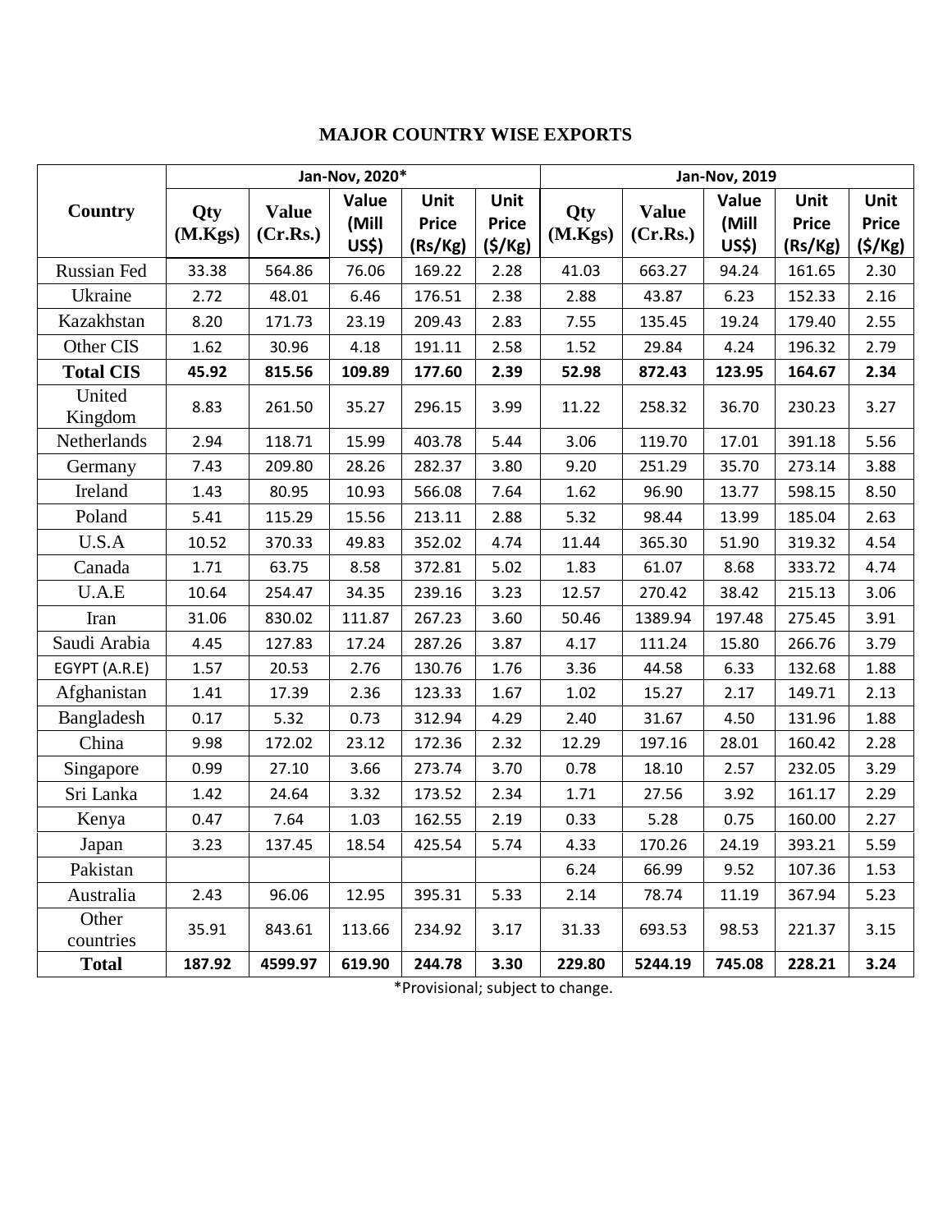# MAJOR COUNTRY WISE EXPORTS

| Country | Jan-Nov, 2020* | | | | | Jan-Nov, 2019 | | | | |
|---|---|---|---|---|---|---|---|---|---|---|
| | Qty (M.Kgs) | Value (Cr.Rs.) | Value (Mill US$) | Unit Price (Rs/Kg) | Unit Price ($/Kg) | Qty (M.Kgs) | Value (Cr.Rs.) | Value (Mill US$) | Unit Price (Rs/Kg) | Unit Price ($/Kg) |
| Russian Fed | 33.38 | 564.86 | 76.06 | 169.22 | 2.28 | 41.03 | 663.27 | 94.24 | 161.65 | 2.30 |
| Ukraine | 2.72 | 48.01 | 6.46 | 176.51 | 2.38 | 2.88 | 43.87 | 6.23 | 152.33 | 2.16 |
| Kazakhstan | 8.20 | 171.73 | 23.19 | 209.43 | 2.83 | 7.55 | 135.45 | 19.24 | 179.40 | 2.55 |
| Other CIS | 1.62 | 30.96 | 4.18 | 191.11 | 2.58 | 1.52 | 29.84 | 4.24 | 196.32 | 2.79 |
| **Total CIS** | **45.92** | **815.56** | **109.89** | **177.60** | **2.39** | **52.98** | **872.43** | **123.95** | **164.67** | **2.34** |
| United Kingdom | 8.83 | 261.50 | 35.27 | 296.15 | 3.99 | 11.22 | 258.32 | 36.70 | 230.23 | 3.27 |
| Netherlands | 2.94 | 118.71 | 15.99 | 403.78 | 5.44 | 3.06 | 119.70 | 17.01 | 391.18 | 5.56 |
| Germany | 7.43 | 209.80 | 28.26 | 282.37 | 3.80 | 9.20 | 251.29 | 35.70 | 273.14 | 3.88 |
| Ireland | 1.43 | 80.95 | 10.93 | 566.08 | 7.64 | 1.62 | 96.90 | 13.77 | 598.15 | 8.50 |
| Poland | 5.41 | 115.29 | 15.56 | 213.11 | 2.88 | 5.32 | 98.44 | 13.99 | 185.04 | 2.63 |
| U.S.A | 10.52 | 370.33 | 49.83 | 352.02 | 4.74 | 11.44 | 365.30 | 51.90 | 319.32 | 4.54 |
| Canada | 1.71 | 63.75 | 8.58 | 372.81 | 5.02 | 1.83 | 61.07 | 8.68 | 333.72 | 4.74 |
| U.A.E | 10.64 | 254.47 | 34.35 | 239.16 | 3.23 | 12.57 | 270.42 | 38.42 | 215.13 | 3.06 |
| Iran | 31.06 | 830.02 | 111.87 | 267.23 | 3.60 | 50.46 | 1389.94 | 197.48 | 275.45 | 3.91 |
| Saudi Arabia | 4.45 | 127.83 | 17.24 | 287.26 | 3.87 | 4.17 | 111.24 | 15.80 | 266.76 | 3.79 |
| EGYPT (A.R.E) | 1.57 | 20.53 | 2.76 | 130.76 | 1.76 | 3.36 | 44.58 | 6.33 | 132.68 | 1.88 |
| Afghanistan | 1.41 | 17.39 | 2.36 | 123.33 | 1.67 | 1.02 | 15.27 | 2.17 | 149.71 | 2.13 |
| Bangladesh | 0.17 | 5.32 | 0.73 | 312.94 | 4.29 | 2.40 | 31.67 | 4.50 | 131.96 | 1.88 |
| China | 9.98 | 172.02 | 23.12 | 172.36 | 2.32 | 12.29 | 197.16 | 28.01 | 160.42 | 2.28 |
| Singapore | 0.99 | 27.10 | 3.66 | 273.74 | 3.70 | 0.78 | 18.10 | 2.57 | 232.05 | 3.29 |
| Sri Lanka | 1.42 | 24.64 | 3.32 | 173.52 | 2.34 | 1.71 | 27.56 | 3.92 | 161.17 | 2.29 |
| Kenya | 0.47 | 7.64 | 1.03 | 162.55 | 2.19 | 0.33 | 5.28 | 0.75 | 160.00 | 2.27 |
| Japan | 3.23 | 137.45 | 18.54 | 425.54 | 5.74 | 4.33 | 170.26 | 24.19 | 393.21 | 5.59 |
| Pakistan | | | | | | 6.24 | 66.99 | 9.52 | 107.36 | 1.53 |
| Australia | 2.43 | 96.06 | 12.95 | 395.31 | 5.33 | 2.14 | 78.74 | 11.19 | 367.94 | 5.23 |
| Other countries | 35.91 | 843.61 | 113.66 | 234.92 | 3.17 | 31.33 | 693.53 | 98.53 | 221.37 | 3.15 |
| **Total** | **187.92** | **4599.97** | **619.90** | **244.78** | **3.30** | **229.80** | **5244.19** | **745.08** | **228.21** | **3.24** |

*Provisional; subject to change.